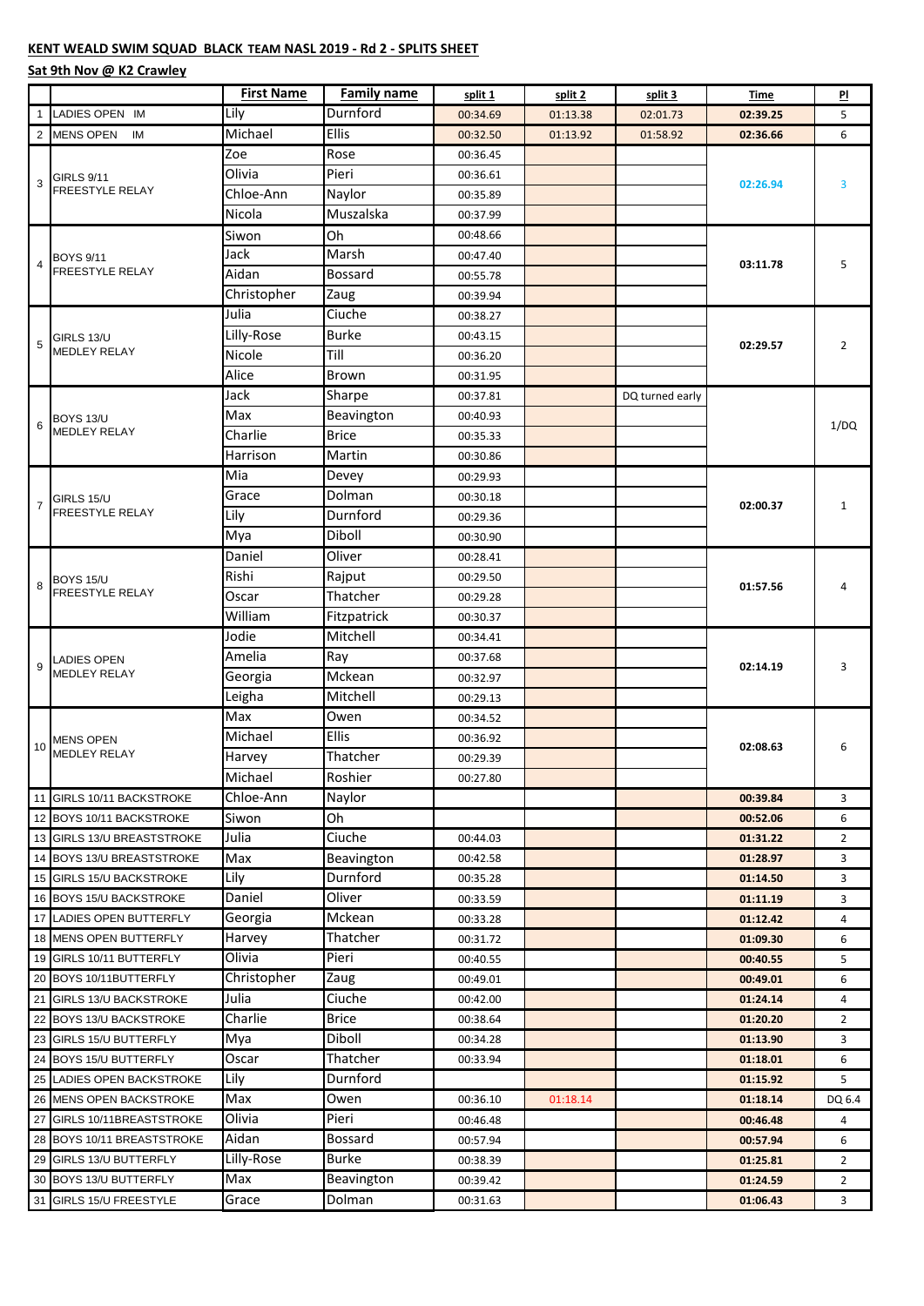**KENT WEALD SWIM SQUAD BLACK TEAM NASL 2019 - Rd 2 - SPLITS SHEET**

**Sat 9th Nov @ K2 Crawley**

| | | First Name | Family name | split 1 | split 2 | split 3 | Time | Pl |
|---|---|---|---|---|---|---|---|---|
| 1 | LADIES OPEN IM | Lily | Durnford | 00:34.69 | 01:13.38 | 02:01.73 | 02:39.25 | 5 |
| 2 | MENS OPEN IM | Michael | Ellis | 00:32.50 | 01:13.92 | 01:58.92 | 02:36.66 | 6 |
| 3 | GIRLS 9/11 FREESTYLE RELAY | Zoe | Rose | 00:36.45 | | | 02:26.94 | 3 |
| | | Olivia | Pieri | 00:36.61 | | | | |
| | | Chloe-Ann | Naylor | 00:35.89 | | | | |
| | | Nicola | Muszalska | 00:37.99 | | | | |
| 4 | BOYS 9/11 FREESTYLE RELAY | Siwon | Oh | 00:48.66 | | | 03:11.78 | 5 |
| | | Jack | Marsh | 00:47.40 | | | | |
| | | Aidan | Bossard | 00:55.78 | | | | |
| | | Christopher | Zaug | 00:39.94 | | | | |
| 5 | GIRLS 13/U MEDLEY RELAY | Julia | Ciuche | 00:38.27 | | | 02:29.57 | 2 |
| | | Lilly-Rose | Burke | 00:43.15 | | | | |
| | | Nicole | Till | 00:36.20 | | | | |
| | | Alice | Brown | 00:31.95 | | | | |
| 6 | BOYS 13/U MEDLEY RELAY | Jack | Sharpe | 00:37.81 | | DQ turned early | | 1/DQ |
| | | Max | Beavington | 00:40.93 | | | | |
| | | Charlie | Brice | 00:35.33 | | | | |
| | | Harrison | Martin | 00:30.86 | | | | |
| 7 | GIRLS 15/U FREESTYLE RELAY | Mia | Devey | 00:29.93 | | | 02:00.37 | 1 |
| | | Grace | Dolman | 00:30.18 | | | | |
| | | Lily | Durnford | 00:29.36 | | | | |
| | | Mya | Diboll | 00:30.90 | | | | |
| 8 | BOYS 15/U FREESTYLE RELAY | Daniel | Oliver | 00:28.41 | | | 01:57.56 | 4 |
| | | Rishi | Rajput | 00:29.50 | | | | |
| | | Oscar | Thatcher | 00:29.28 | | | | |
| | | William | Fitzpatrick | 00:30.37 | | | | |
| 9 | LADIES OPEN MEDLEY RELAY | Jodie | Mitchell | 00:34.41 | | | 02:14.19 | 3 |
| | | Amelia | Ray | 00:37.68 | | | | |
| | | Georgia | Mckean | 00:32.97 | | | | |
| | | Leigha | Mitchell | 00:29.13 | | | | |
| 10 | MENS OPEN MEDLEY RELAY | Max | Owen | 00:34.52 | | | 02:08.63 | 6 |
| | | Michael | Ellis | 00:36.92 | | | | |
| | | Harvey | Thatcher | 00:29.39 | | | | |
| | | Michael | Roshier | 00:27.80 | | | | |
| 11 | GIRLS 10/11 BACKSTROKE | Chloe-Ann | Naylor | | | | 00:39.84 | 3 |
| 12 | BOYS 10/11 BACKSTROKE | Siwon | Oh | | | | 00:52.06 | 6 |
| 13 | GIRLS 13/U BREASTSTROKE | Julia | Ciuche | 00:44.03 | | | 01:31.22 | 2 |
| 14 | BOYS 13/U BREASTSTROKE | Max | Beavington | 00:42.58 | | | 01:28.97 | 3 |
| 15 | GIRLS 15/U BACKSTROKE | Lily | Durnford | 00:35.28 | | | 01:14.50 | 3 |
| 16 | BOYS 15/U BACKSTROKE | Daniel | Oliver | 00:33.59 | | | 01:11.19 | 3 |
| 17 | LADIES OPEN BUTTERFLY | Georgia | Mckean | 00:33.28 | | | 01:12.42 | 4 |
| 18 | MENS OPEN BUTTERFLY | Harvey | Thatcher | 00:31.72 | | | 01:09.30 | 6 |
| 19 | GIRLS 10/11 BUTTERFLY | Olivia | Pieri | 00:40.55 | | | 00:40.55 | 5 |
| 20 | BOYS 10/11BUTTERFLY | Christopher | Zaug | 00:49.01 | | | 00:49.01 | 6 |
| 21 | GIRLS 13/U BACKSTROKE | Julia | Ciuche | 00:42.00 | | | 01:24.14 | 4 |
| 22 | BOYS 13/U BACKSTROKE | Charlie | Brice | 00:38.64 | | | 01:20.20 | 2 |
| 23 | GIRLS 15/U BUTTERFLY | Mya | Diboll | 00:34.28 | | | 01:13.90 | 3 |
| 24 | BOYS 15/U BUTTERFLY | Oscar | Thatcher | 00:33.94 | | | 01:18.01 | 6 |
| 25 | LADIES OPEN BACKSTROKE | Lily | Durnford | | | | 01:15.92 | 5 |
| 26 | MENS OPEN BACKSTROKE | Max | Owen | 00:36.10 | 01:18.14 | | 01:18.14 | DQ 6.4 |
| 27 | GIRLS 10/11BREASTSTROKE | Olivia | Pieri | 00:46.48 | | | 00:46.48 | 4 |
| 28 | BOYS 10/11 BREASTSTROKE | Aidan | Bossard | 00:57.94 | | | 00:57.94 | 6 |
| 29 | GIRLS 13/U BUTTERFLY | Lilly-Rose | Burke | 00:38.39 | | | 01:25.81 | 2 |
| 30 | BOYS 13/U BUTTERFLY | Max | Beavington | 00:39.42 | | | 01:24.59 | 2 |
| 31 | GIRLS 15/U FREESTYLE | Grace | Dolman | 00:31.63 | | | 01:06.43 | 3 |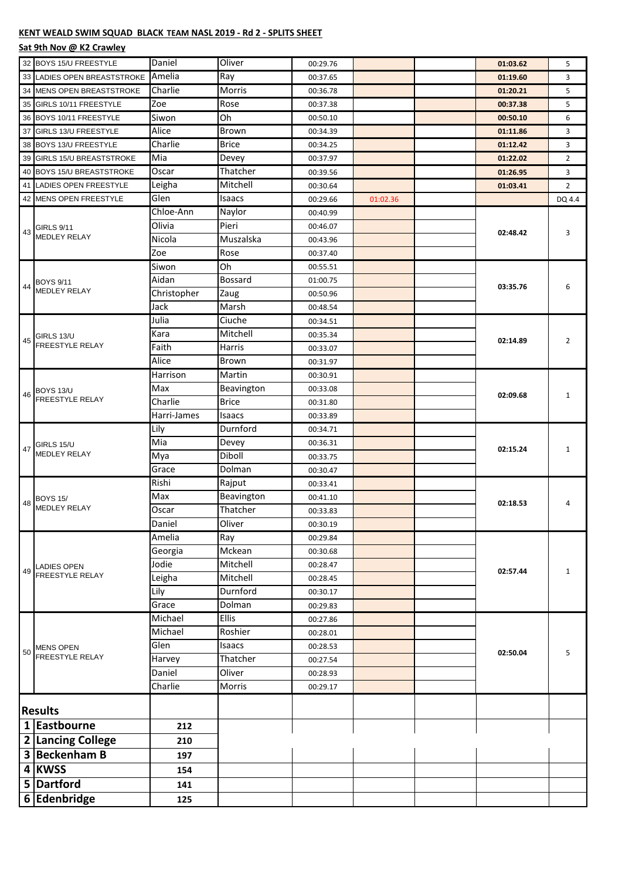**KENT WEALD SWIM SQUAD BLACK TEAM NASL 2019 - Rd 2 - SPLITS SHEET**

**Sat 9th Nov @ K2 Crawley**

| | | | | | | | | |
|---|---|---|---|---|---|---|---|---|
| 32 | BOYS 15/U FREESTYLE | Daniel | Oliver | 00:29.76 | | | 01:03.62 | 5 |
| 33 | LADIES OPEN BREASTSTROKE | Amelia | Ray | 00:37.65 | | | 01:19.60 | 3 |
| 34 | MENS OPEN BREASTSTROKE | Charlie | Morris | 00:36.78 | | | 01:20.21 | 5 |
| 35 | GIRLS 10/11 FREESTYLE | Zoe | Rose | 00:37.38 | | | 00:37.38 | 5 |
| 36 | BOYS 10/11 FREESTYLE | Siwon | Oh | 00:50.10 | | | 00:50.10 | 6 |
| 37 | GIRLS 13/U FREESTYLE | Alice | Brown | 00:34.39 | | | 01:11.86 | 3 |
| 38 | BOYS 13/U FREESTYLE | Charlie | Brice | 00:34.25 | | | 01:12.42 | 3 |
| 39 | GIRLS 15/U BREASTSTROKE | Mia | Devey | 00:37.97 | | | 01:22.02 | 2 |
| 40 | BOYS 15/U BREASTSTROKE | Oscar | Thatcher | 00:39.56 | | | 01:26.95 | 3 |
| 41 | LADIES OPEN FREESTYLE | Leigha | Mitchell | 00:30.64 | | | 01:03.41 | 2 |
| 42 | MENS OPEN FREESTYLE | Glen | Isaacs | 00:29.66 | 01:02.36 | | | DQ 4.4 |
| 43 | GIRLS 9/11 MEDLEY RELAY | Chloe-Ann | Naylor | 00:40.99 | | | 02:48.42 | 3 |
| | | Olivia | Pieri | 00:46.07 | | | | |
| | | Nicola | Muszalska | 00:43.96 | | | | |
| | | Zoe | Rose | 00:37.40 | | | | |
| 44 | BOYS 9/11 MEDLEY RELAY | Siwon | Oh | 00:55.51 | | | 03:35.76 | 6 |
| | | Aidan | Bossard | 01:00.75 | | | | |
| | | Christopher | Zaug | 00:50.96 | | | | |
| | | Jack | Marsh | 00:48.54 | | | | |
| 45 | GIRLS 13/U FREESTYLE RELAY | Julia | Ciuche | 00:34.51 | | | 02:14.89 | 2 |
| | | Kara | Mitchell | 00:35.34 | | | | |
| | | Faith | Harris | 00:33.07 | | | | |
| | | Alice | Brown | 00:31.97 | | | | |
| 46 | BOYS 13/U FREESTYLE RELAY | Harrison | Martin | 00:30.91 | | | 02:09.68 | 1 |
| | | Max | Beavington | 00:33.08 | | | | |
| | | Charlie | Brice | 00:31.80 | | | | |
| | | Harri-James | Isaacs | 00:33.89 | | | | |
| 47 | GIRLS 15/U MEDLEY RELAY | Lily | Durnford | 00:34.71 | | | 02:15.24 | 1 |
| | | Mia | Devey | 00:36.31 | | | | |
| | | Mya | Diboll | 00:33.75 | | | | |
| | | Grace | Dolman | 00:30.47 | | | | |
| 48 | BOYS 15/ MEDLEY RELAY | Rishi | Rajput | 00:33.41 | | | 02:18.53 | 4 |
| | | Max | Beavington | 00:41.10 | | | | |
| | | Oscar | Thatcher | 00:33.83 | | | | |
| | | Daniel | Oliver | 00:30.19 | | | | |
| 49 | LADIES OPEN FREESTYLE RELAY | Amelia | Ray | 00:29.84 | | | 02:57.44 | 1 |
| | | Georgia | Mckean | 00:30.68 | | | | |
| | | Jodie | Mitchell | 00:28.47 | | | | |
| | | Leigha | Mitchell | 00:28.45 | | | | |
| | | Lily | Durnford | 00:30.17 | | | | |
| | | Grace | Dolman | 00:29.83 | | | | |
| 50 | MENS OPEN FREESTYLE RELAY | Michael | Ellis | 00:27.86 | | | 02:50.04 | 5 |
| | | Michael | Roshier | 00:28.01 | | | | |
| | | Glen | Isaacs | 00:28.53 | | | | |
| | | Harvey | Thatcher | 00:27.54 | | | | |
| | | Daniel | Oliver | 00:28.93 | | | | |
| | | Charlie | Morris | 00:29.17 | | | | |

**Results**

| | | |
|---|---|---|
| 1 | Eastbourne | 212 |
| 2 | Lancing College | 210 |
| 3 | Beckenham B | 197 |
| 4 | KWSS | 154 |
| 5 | Dartford | 141 |
| 6 | Edenbridge | 125 |